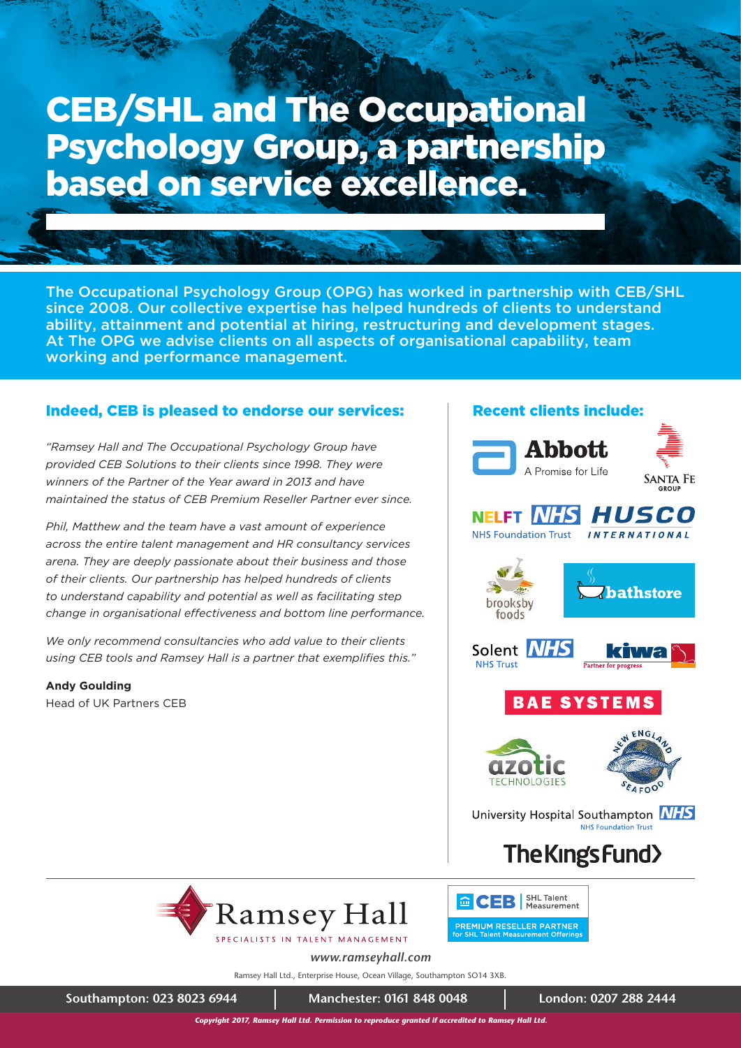# CEB/SHL and The Occupational Psychology Group, a partnership based on service excellence.

The Occupational Psychology Group (OPG) has worked in partnership with CEB/SHL since 2008. Our collective expertise has helped hundreds of clients to understand ability, attainment and potential at hiring, restructuring and development stages. At The OPG we advise clients on all aspects of organisational capability, team working and performance management.

## Indeed, CEB is pleased to endorse our services:

*"Ramsey Hall and The Occupational Psychology Group have provided CEB Solutions to their clients since 1998. They were winners of the Partner of the Year award in 2013 and have maintained the status of CEB Premium Reseller Partner ever since.*

*Phil, Matthew and the team have a vast amount of experience across the entire talent management and HR consultancy services arena. They are deeply passionate about their business and those of their clients. Our partnership has helped hundreds of clients to understand capability and potential as well as facilitating step change in organisational effectiveness and bottom line performance.*

*We only recommend consultancies who add value to their clients using CEB tools and Ramsey Hall is a partner that exemplifies this."*

**Andy Goulding**
Head of UK Partners CEB

## Recent clients include:

- Abbott – A Promise for Life
- Santa Fe Group
- NELFT NHS Foundation Trust
- HUSCO International
- brooksby foods
- bathstore
- Solent NHS Trust
- kiwa – Partner for progress
- BAE SYSTEMS
- azotic TECHNOLOGIES
- New England Seafood
- University Hospital Southampton NHS Foundation Trust
- The King's Fund

Ramsey Hall – SPECIALISTS IN TALENT MANAGEMENT

CEB | SHL Talent Measurement – PREMIUM RESELLER PARTNER for SHL Talent Measurement Offerings

*www.ramseyhall.com*

Ramsey Hall Ltd., Enterprise House, Ocean Village, Southampton SO14 3XB.

**Southampton: 023 8023 6944** | **Manchester: 0161 848 0048** | **London: 0207 288 2444**

***Copyright 2017, Ramsey Hall Ltd. Permission to reproduce granted if accredited to Ramsey Hall Ltd.***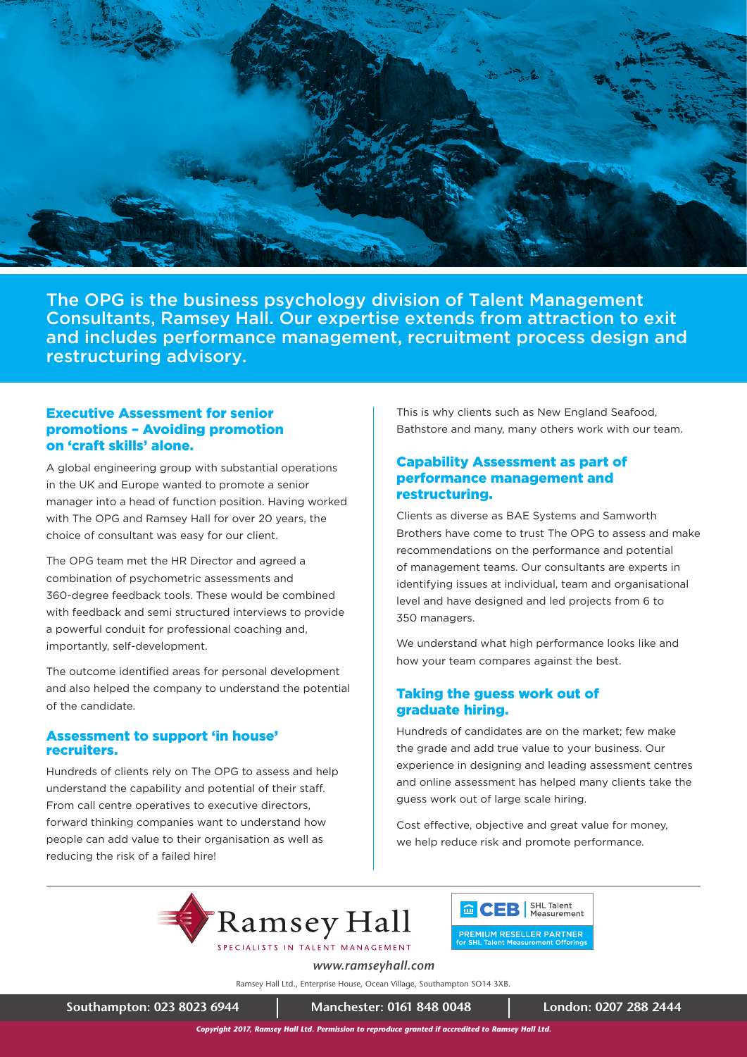The OPG is the business psychology division of Talent Management Consultants, Ramsey Hall. Our expertise extends from attraction to exit and includes performance management, recruitment process design and restructuring advisory.

## Executive Assessment for senior promotions – Avoiding promotion on 'craft skills' alone.

A global engineering group with substantial operations in the UK and Europe wanted to promote a senior manager into a head of function position. Having worked with The OPG and Ramsey Hall for over 20 years, the choice of consultant was easy for our client.

The OPG team met the HR Director and agreed a combination of psychometric assessments and 360-degree feedback tools. These would be combined with feedback and semi structured interviews to provide a powerful conduit for professional coaching and, importantly, self-development.

The outcome identified areas for personal development and also helped the company to understand the potential of the candidate.

## Assessment to support 'in house' recruiters.

Hundreds of clients rely on The OPG to assess and help understand the capability and potential of their staff. From call centre operatives to executive directors, forward thinking companies want to understand how people can add value to their organisation as well as reducing the risk of a failed hire!

This is why clients such as New England Seafood, Bathstore and many, many others work with our team.

## Capability Assessment as part of performance management and restructuring.

Clients as diverse as BAE Systems and Samworth Brothers have come to trust The OPG to assess and make recommendations on the performance and potential of management teams. Our consultants are experts in identifying issues at individual, team and organisational level and have designed and led projects from 6 to 350 managers.

We understand what high performance looks like and how your team compares against the best.

## Taking the guess work out of graduate hiring.

Hundreds of candidates are on the market; few make the grade and add true value to your business. Our experience in designing and leading assessment centres and online assessment has helped many clients take the guess work out of large scale hiring.

Cost effective, objective and great value for money, we help reduce risk and promote performance.

Ramsey Hall
SPECIALISTS IN TALENT MANAGEMENT

CEB | SHL Talent Measurement
PREMIUM RESELLER PARTNER for SHL Talent Measurement Offerings

*www.ramseyhall.com*

Ramsey Hall Ltd., Enterprise House, Ocean Village, Southampton SO14 3XB.

**Southampton: 023 8023 6944** | **Manchester: 0161 848 0048** | **London: 0207 288 2444**

*Copyright 2017, Ramsey Hall Ltd. Permission to reproduce granted if accredited to Ramsey Hall Ltd.*